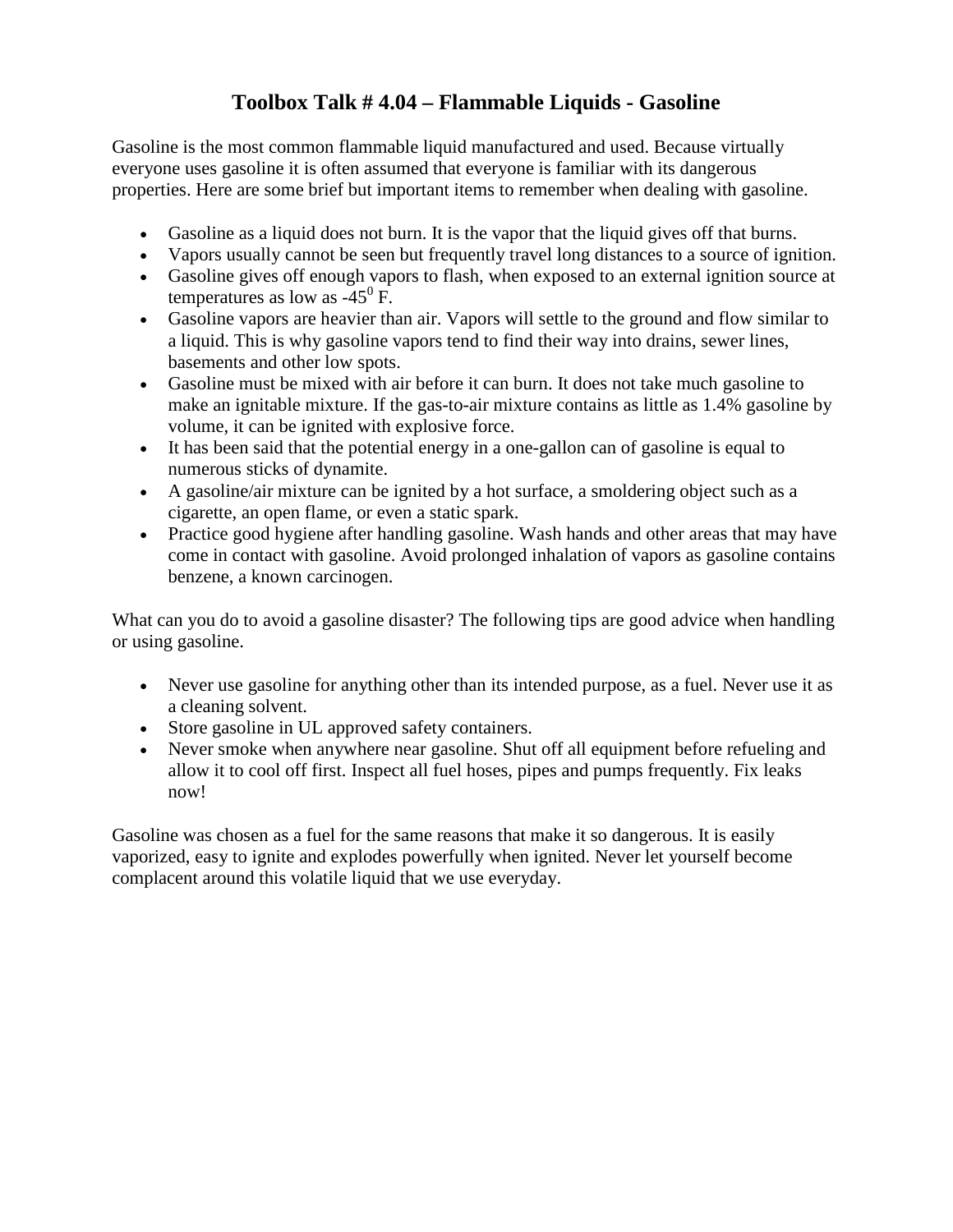# Toolbox Talk # 4.04 – Flammable Liquids - Gasoline

Gasoline is the most common flammable liquid manufactured and used. Because virtually everyone uses gasoline it is often assumed that everyone is familiar with its dangerous properties. Here are some brief but important items to remember when dealing with gasoline.

- Gasoline as a liquid does not burn. It is the vapor that the liquid gives off that burns.
- Vapors usually cannot be seen but frequently travel long distances to a source of ignition.
- Gasoline gives off enough vapors to flash, when exposed to an external ignition source at temperatures as low as $-45^0$ F.
- Gasoline vapors are heavier than air. Vapors will settle to the ground and flow similar to a liquid. This is why gasoline vapors tend to find their way into drains, sewer lines, basements and other low spots.
- Gasoline must be mixed with air before it can burn. It does not take much gasoline to make an ignitable mixture. If the gas-to-air mixture contains as little as 1.4% gasoline by volume, it can be ignited with explosive force.
- It has been said that the potential energy in a one-gallon can of gasoline is equal to numerous sticks of dynamite.
- A gasoline/air mixture can be ignited by a hot surface, a smoldering object such as a cigarette, an open flame, or even a static spark.
- Practice good hygiene after handling gasoline. Wash hands and other areas that may have come in contact with gasoline. Avoid prolonged inhalation of vapors as gasoline contains benzene, a known carcinogen.

What can you do to avoid a gasoline disaster? The following tips are good advice when handling or using gasoline.

- Never use gasoline for anything other than its intended purpose, as a fuel. Never use it as a cleaning solvent.
- Store gasoline in UL approved safety containers.
- Never smoke when anywhere near gasoline. Shut off all equipment before refueling and allow it to cool off first. Inspect all fuel hoses, pipes and pumps frequently. Fix leaks now!

Gasoline was chosen as a fuel for the same reasons that make it so dangerous. It is easily vaporized, easy to ignite and explodes powerfully when ignited. Never let yourself become complacent around this volatile liquid that we use everyday.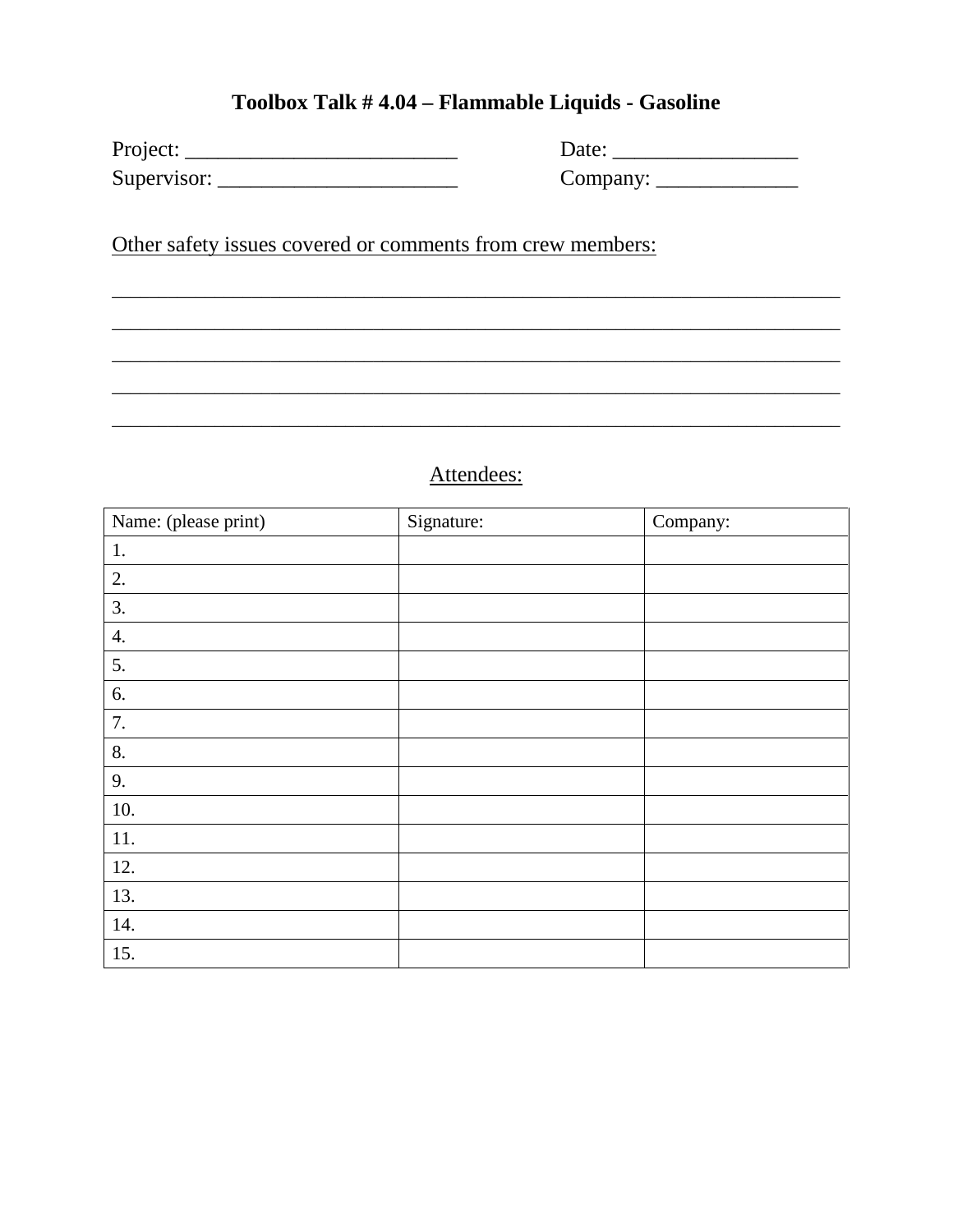**Toolbox Talk # 4.04 – Flammable Liquids - Gasoline**

Project: _________________________ Date: _________________

Supervisor: ______________________ Company: _____________

Other safety issues covered or comments from crew members:

___________________________________________________________________________

___________________________________________________________________________

___________________________________________________________________________

___________________________________________________________________________

___________________________________________________________________________

Attendees:

| Name: (please print) | Signature: | Company: |
|---|---|---|
| 1. | | |
| 2. | | |
| 3. | | |
| 4. | | |
| 5. | | |
| 6. | | |
| 7. | | |
| 8. | | |
| 9. | | |
| 10. | | |
| 11. | | |
| 12. | | |
| 13. | | |
| 14. | | |
| 15. | | |